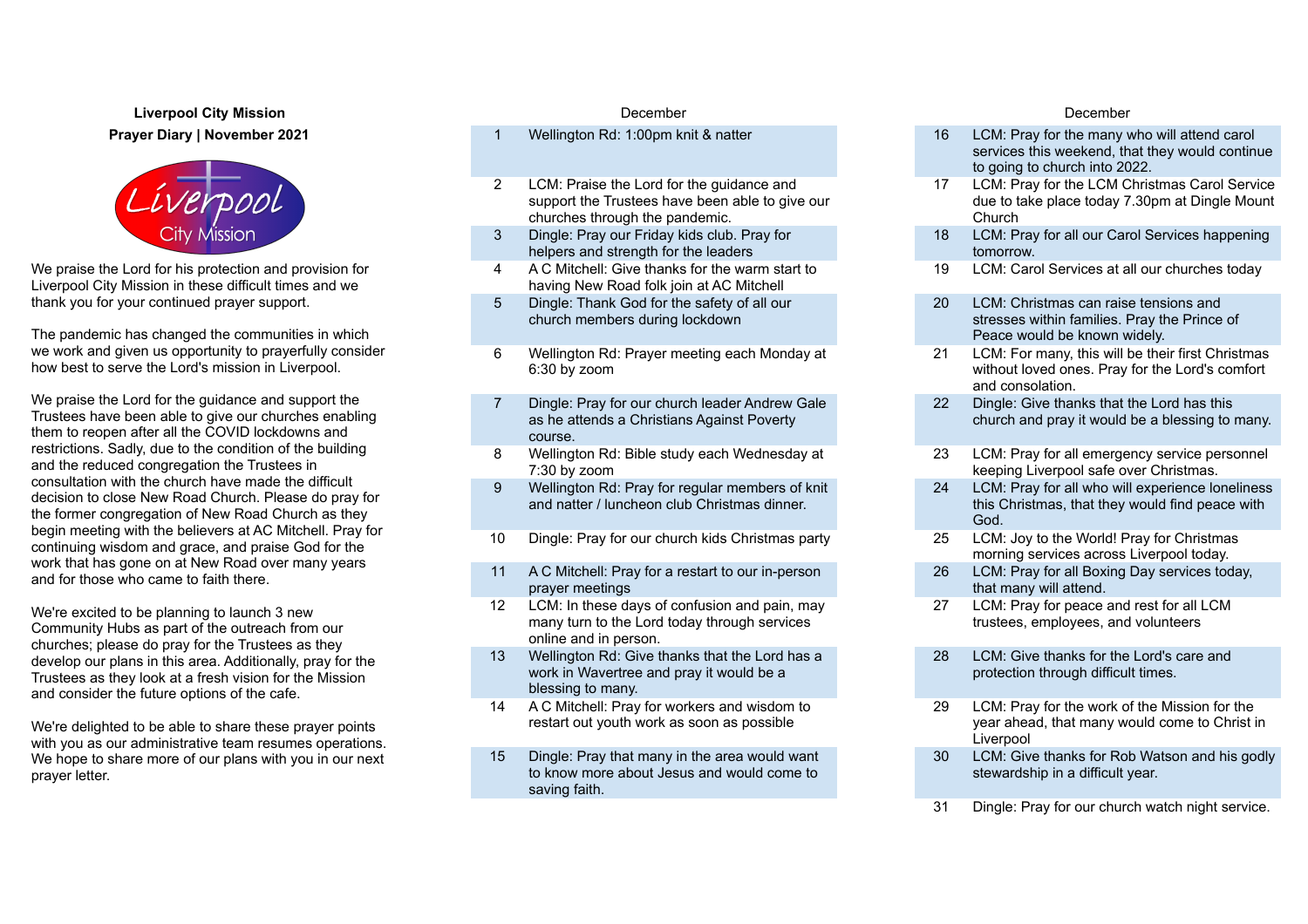**Liverpool City Mission**

**Prayer Diary | November 2021**

We praise the Lord for his protection and provision for Liverpool City Mission in these difficult times and we thank you for your continued prayer support.

The pandemic has changed the communities in which we work and given us opportunity to prayerfully consider how best to serve the Lord's mission in Liverpool.

We praise the Lord for the guidance and support the Trustees have been able to give our churches enabling them to reopen after all the COVID lockdowns and restrictions. Sadly, due to the condition of the building and the reduced congregation the Trustees in consultation with the church have made the difficult decision to close New Road Church. Please do pray for the former congregation of New Road Church as they begin meeting with the believers at AC Mitchell. Pray for continuing wisdom and grace, and praise God for the work that has gone on at New Road over many years and for those who came to faith there.

We're excited to be planning to launch 3 new Community Hubs as part of the outreach from our churches; please do pray for the Trustees as they develop our plans in this area. Additionally, pray for the Trustees as they look at a fresh vision for the Mission and consider the future options of the cafe.

We're delighted to be able to share these prayer points with you as our administrative team resumes operations. We hope to share more of our plans with you in our next prayer letter.

| | December |
|---|---|
| 1 | Wellington Rd: 1:00pm knit & natter |
| 2 | LCM: Praise the Lord for the guidance and support the Trustees have been able to give our churches through the pandemic. |
| 3 | Dingle: Pray our Friday kids club. Pray for helpers and strength for the leaders |
| 4 | A C Mitchell: Give thanks for the warm start to having New Road folk join at AC Mitchell |
| 5 | Dingle: Thank God for the safety of all our church members during lockdown |
| 6 | Wellington Rd: Prayer meeting each Monday at 6:30 by zoom |
| 7 | Dingle: Pray for our church leader Andrew Gale as he attends a Christians Against Poverty course. |
| 8 | Wellington Rd: Bible study each Wednesday at 7:30 by zoom |
| 9 | Wellington Rd: Pray for regular members of knit and natter / luncheon club Christmas dinner. |
| 10 | Dingle: Pray for our church kids Christmas party |
| 11 | A C Mitchell: Pray for a restart to our in-person prayer meetings |
| 12 | LCM: In these days of confusion and pain, may many turn to the Lord today through services online and in person. |
| 13 | Wellington Rd: Give thanks that the Lord has a work in Wavertree and pray it would be a blessing to many. |
| 14 | A C Mitchell: Pray for workers and wisdom to restart out youth work as soon as possible |
| 15 | Dingle: Pray that many in the area would want to know more about Jesus and would come to saving faith. |

| | December |
|---|---|
| 16 | LCM: Pray for the many who will attend carol services this weekend, that they would continue to going to church into 2022. |
| 17 | LCM: Pray for the LCM Christmas Carol Service due to take place today 7.30pm at Dingle Mount Church |
| 18 | LCM: Pray for all our Carol Services happening tomorrow. |
| 19 | LCM: Carol Services at all our churches today |
| 20 | LCM: Christmas can raise tensions and stresses within families. Pray the Prince of Peace would be known widely. |
| 21 | LCM: For many, this will be their first Christmas without loved ones. Pray for the Lord's comfort and consolation. |
| 22 | Dingle: Give thanks that the Lord has this church and pray it would be a blessing to many. |
| 23 | LCM: Pray for all emergency service personnel keeping Liverpool safe over Christmas. |
| 24 | LCM: Pray for all who will experience loneliness this Christmas, that they would find peace with God. |
| 25 | LCM: Joy to the World! Pray for Christmas morning services across Liverpool today. |
| 26 | LCM: Pray for all Boxing Day services today, that many will attend. |
| 27 | LCM: Pray for peace and rest for all LCM trustees, employees, and volunteers |
| 28 | LCM: Give thanks for the Lord's care and protection through difficult times. |
| 29 | LCM: Pray for the work of the Mission for the year ahead, that many would come to Christ in Liverpool |
| 30 | LCM: Give thanks for Rob Watson and his godly stewardship in a difficult year. |
| 31 | Dingle: Pray for our church watch night service. |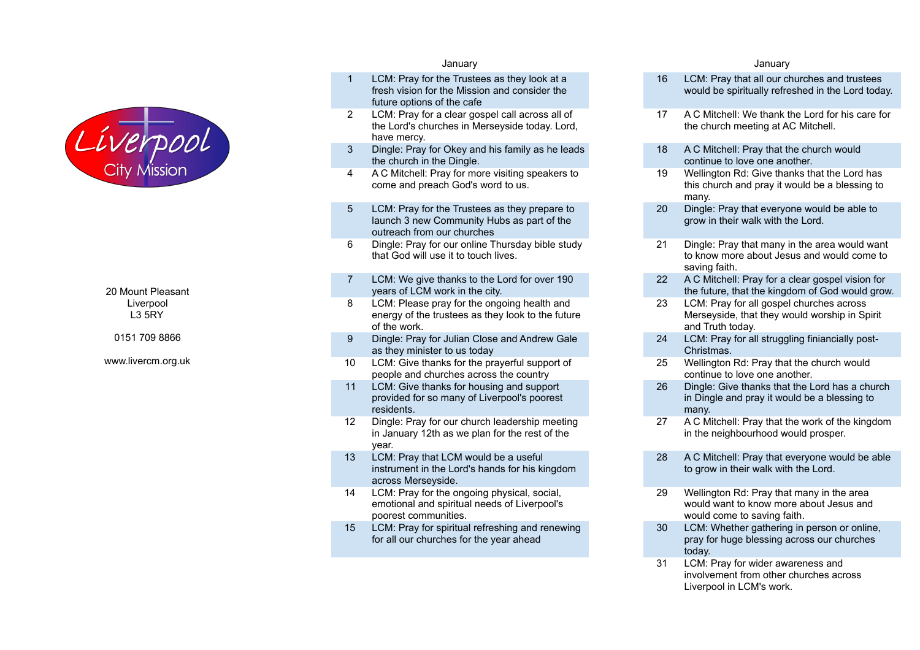Liverpool City Mission

20 Mount Pleasant
Liverpool
L3 5RY

0151 709 8866

www.livercm.org.uk

## January

| | |
|---|---|
| 1 | LCM: Pray for the Trustees as they look at a fresh vision for the Mission and consider the future options of the cafe |
| 2 | LCM: Pray for a clear gospel call across all of the Lord's churches in Merseyside today. Lord, have mercy. |
| 3 | Dingle: Pray for Okey and his family as he leads the church in the Dingle. |
| 4 | A C Mitchell: Pray for more visiting speakers to come and preach God's word to us. |
| 5 | LCM: Pray for the Trustees as they prepare to launch 3 new Community Hubs as part of the outreach from our churches |
| 6 | Dingle: Pray for our online Thursday bible study that God will use it to touch lives. |
| 7 | LCM: We give thanks to the Lord for over 190 years of LCM work in the city. |
| 8 | LCM: Please pray for the ongoing health and energy of the trustees as they look to the future of the work. |
| 9 | Dingle: Pray for Julian Close and Andrew Gale as they minister to us today |
| 10 | LCM: Give thanks for the prayerful support of people and churches across the country |
| 11 | LCM: Give thanks for housing and support provided for so many of Liverpool's poorest residents. |
| 12 | Dingle: Pray for our church leadership meeting in January 12th as we plan for the rest of the year. |
| 13 | LCM: Pray that LCM would be a useful instrument in the Lord's hands for his kingdom across Merseyside. |
| 14 | LCM: Pray for the ongoing physical, social, emotional and spiritual needs of Liverpool's poorest communities. |
| 15 | LCM: Pray for spiritual refreshing and renewing for all our churches for the year ahead |

## January

| | |
|---|---|
| 16 | LCM: Pray that all our churches and trustees would be spiritually refreshed in the Lord today. |
| 17 | A C Mitchell: We thank the Lord for his care for the church meeting at AC Mitchell. |
| 18 | A C Mitchell: Pray that the church would continue to love one another. |
| 19 | Wellington Rd: Give thanks that the Lord has this church and pray it would be a blessing to many. |
| 20 | Dingle: Pray that everyone would be able to grow in their walk with the Lord. |
| 21 | Dingle: Pray that many in the area would want to know more about Jesus and would come to saving faith. |
| 22 | A C Mitchell: Pray for a clear gospel vision for the future, that the kingdom of God would grow. |
| 23 | LCM: Pray for all gospel churches across Merseyside, that they would worship in Spirit and Truth today. |
| 24 | LCM: Pray for all struggling finiancially post-Christmas. |
| 25 | Wellington Rd: Pray that the church would continue to love one another. |
| 26 | Dingle: Give thanks that the Lord has a church in Dingle and pray it would be a blessing to many. |
| 27 | A C Mitchell: Pray that the work of the kingdom in the neighbourhood would prosper. |
| 28 | A C Mitchell: Pray that everyone would be able to grow in their walk with the Lord. |
| 29 | Wellington Rd: Pray that many in the area would want to know more about Jesus and would come to saving faith. |
| 30 | LCM: Whether gathering in person or online, pray for huge blessing across our churches today. |
| 31 | LCM: Pray for wider awareness and involvement from other churches across Liverpool in LCM's work. |